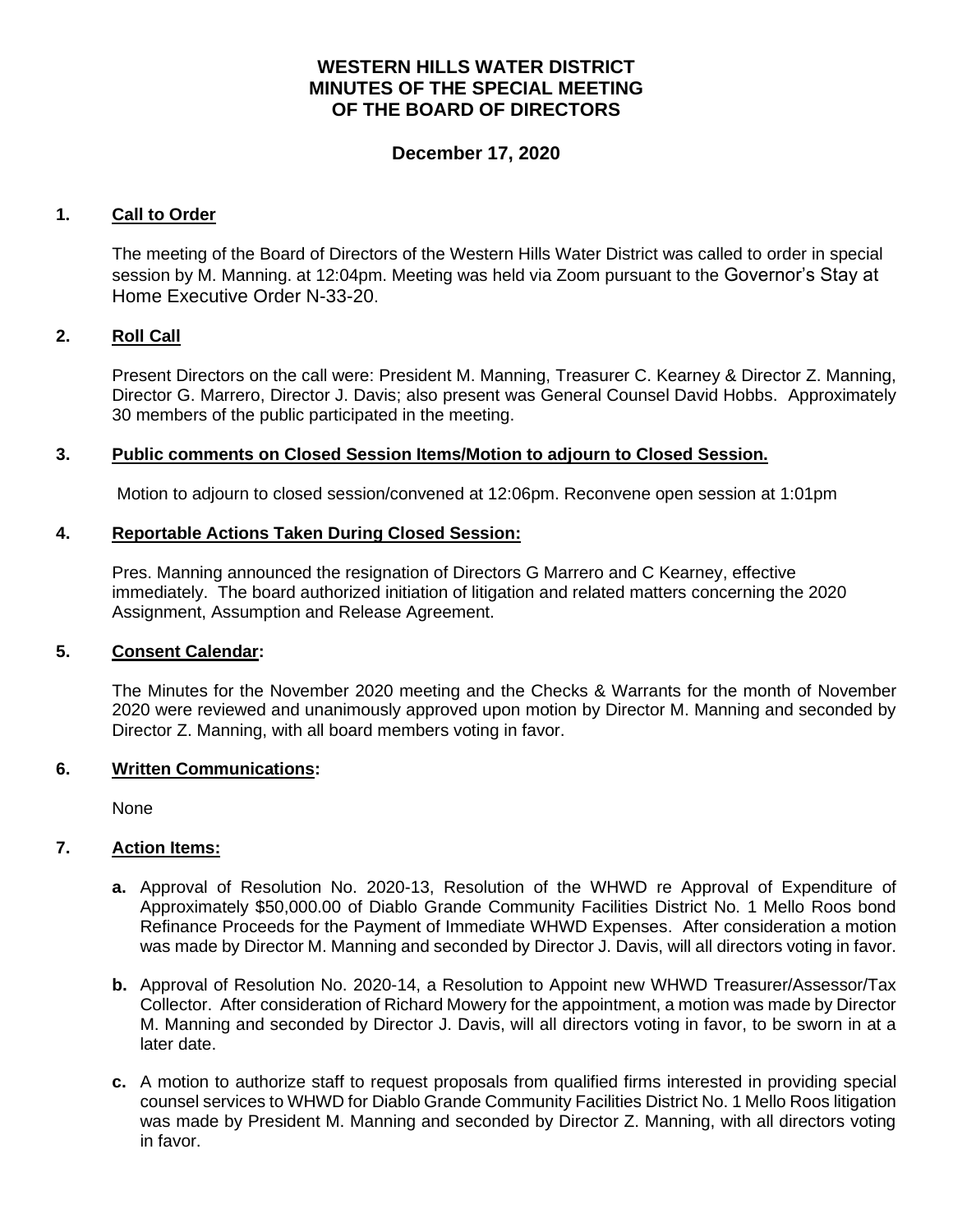# WESTERN HILLS WATER DISTRICT
# MINUTES OF THE SPECIAL MEETING
# OF THE BOARD OF DIRECTORS

## December 17, 2020

**1. Call to Order**

The meeting of the Board of Directors of the Western Hills Water District was called to order in special session by M. Manning. at 12:04pm. Meeting was held via Zoom pursuant to the Governor's Stay at Home Executive Order N-33-20.

**2. Roll Call**

Present Directors on the call were: President M. Manning, Treasurer C. Kearney & Director Z. Manning, Director G. Marrero, Director J. Davis; also present was General Counsel David Hobbs. Approximately 30 members of the public participated in the meeting.

**3. Public comments on Closed Session Items/Motion to adjourn to Closed Session.**

Motion to adjourn to closed session/convened at 12:06pm. Reconvene open session at 1:01pm

**4. Reportable Actions Taken During Closed Session:**

Pres. Manning announced the resignation of Directors G Marrero and C Kearney, effective immediately. The board authorized initiation of litigation and related matters concerning the 2020 Assignment, Assumption and Release Agreement.

**5. Consent Calendar:**

The Minutes for the November 2020 meeting and the Checks & Warrants for the month of November 2020 were reviewed and unanimously approved upon motion by Director M. Manning and seconded by Director Z. Manning, with all board members voting in favor.

**6. Written Communications:**

None

**7. Action Items:**

- **a.** Approval of Resolution No. 2020-13, Resolution of the WHWD re Approval of Expenditure of Approximately $50,000.00 of Diablo Grande Community Facilities District No. 1 Mello Roos bond Refinance Proceeds for the Payment of Immediate WHWD Expenses. After consideration a motion was made by Director M. Manning and seconded by Director J. Davis, will all directors voting in favor.
- **b.** Approval of Resolution No. 2020-14, a Resolution to Appoint new WHWD Treasurer/Assessor/Tax Collector. After consideration of Richard Mowery for the appointment, a motion was made by Director M. Manning and seconded by Director J. Davis, will all directors voting in favor, to be sworn in at a later date.
- **c.** A motion to authorize staff to request proposals from qualified firms interested in providing special counsel services to WHWD for Diablo Grande Community Facilities District No. 1 Mello Roos litigation was made by President M. Manning and seconded by Director Z. Manning, with all directors voting in favor.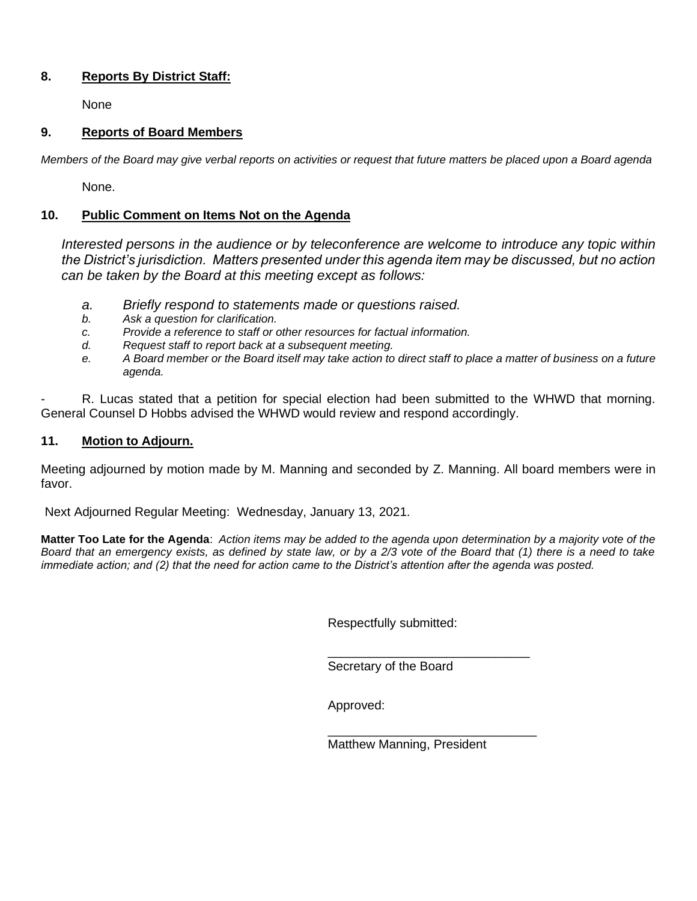## 8. Reports By District Staff:

None

## 9. Reports of Board Members

*Members of the Board may give verbal reports on activities or request that future matters be placed upon a Board agenda*

None.

## 10. Public Comment on Items Not on the Agenda

*Interested persons in the audience or by teleconference are welcome to introduce any topic within the District's jurisdiction. Matters presented under this agenda item may be discussed, but no action can be taken by the Board at this meeting except as follows:*

*a. Briefly respond to statements made or questions raised.*
*b. Ask a question for clarification.*
*c. Provide a reference to staff or other resources for factual information.*
*d. Request staff to report back at a subsequent meeting.*
*e. A Board member or the Board itself may take action to direct staff to place a matter of business on a future agenda.*

- R. Lucas stated that a petition for special election had been submitted to the WHWD that morning. General Counsel D Hobbs advised the WHWD would review and respond accordingly.

## 11. Motion to Adjourn.

Meeting adjourned by motion made by M. Manning and seconded by Z. Manning. All board members were in favor.

Next Adjourned Regular Meeting: Wednesday, January 13, 2021.

**Matter Too Late for the Agenda**: *Action items may be added to the agenda upon determination by a majority vote of the Board that an emergency exists, as defined by state law, or by a 2/3 vote of the Board that (1) there is a need to take immediate action; and (2) that the need for action came to the District's attention after the agenda was posted.*

Respectfully submitted:

_____________________________
Secretary of the Board

Approved:

_____________________________
Matthew Manning, President